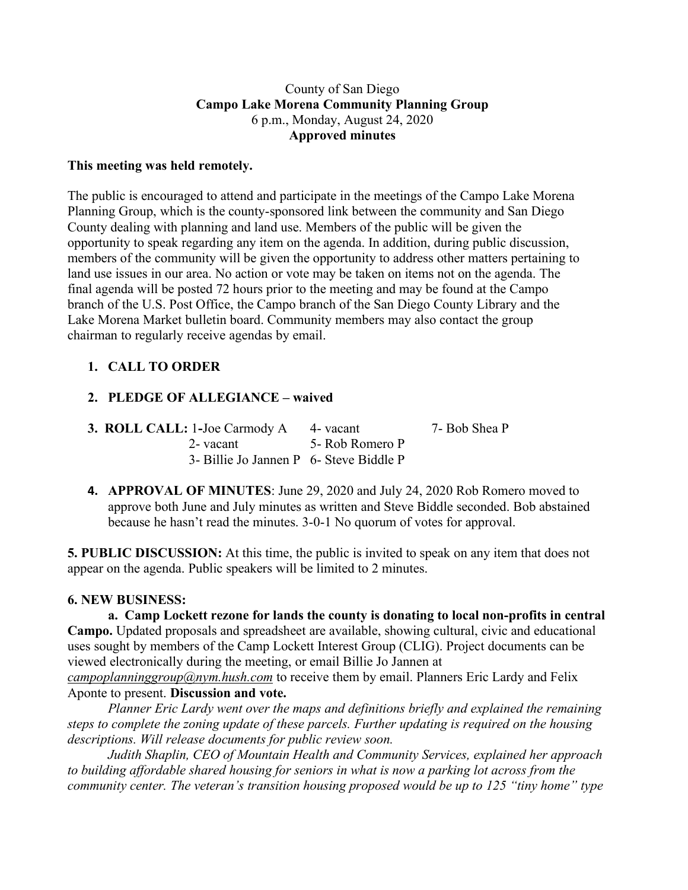County of San Diego
**Campo Lake Morena Community Planning Group**
6 p.m., Monday, August 24, 2020
**Approved minutes**

**This meeting was held remotely.**

The public is encouraged to attend and participate in the meetings of the Campo Lake Morena Planning Group, which is the county-sponsored link between the community and San Diego County dealing with planning and land use. Members of the public will be given the opportunity to speak regarding any item on the agenda. In addition, during public discussion, members of the community will be given the opportunity to address other matters pertaining to land use issues in our area. No action or vote may be taken on items not on the agenda. The final agenda will be posted 72 hours prior to the meeting and may be found at the Campo branch of the U.S. Post Office, the Campo branch of the San Diego County Library and the Lake Morena Market bulletin board. Community members may also contact the group chairman to regularly receive agendas by email.

1. **CALL TO ORDER**
2. **PLEDGE OF ALLEGIANCE – waived**
3. **ROLL CALL:** 1-Joe Carmody A 4- vacant 7- Bob Shea P
   2- vacant 5- Rob Romero P
   3- Billie Jo Jannen P 6- Steve Biddle P
4. **APPROVAL OF MINUTES**: June 29, 2020 and July 24, 2020 Rob Romero moved to approve both June and July minutes as written and Steve Biddle seconded. Bob abstained because he hasn't read the minutes. 3-0-1 No quorum of votes for approval.

**5. PUBLIC DISCUSSION:** At this time, the public is invited to speak on any item that does not appear on the agenda. Public speakers will be limited to 2 minutes.

**6. NEW BUSINESS:**

**a. Camp Lockett rezone for lands the county is donating to local non-profits in central Campo.** Updated proposals and spreadsheet are available, showing cultural, civic and educational uses sought by members of the Camp Lockett Interest Group (CLIG). Project documents can be viewed electronically during the meeting, or email Billie Jo Jannen at *campoplanninggroup@nym.hush.com* to receive them by email. Planners Eric Lardy and Felix Aponte to present. **Discussion and vote.**

*Planner Eric Lardy went over the maps and definitions briefly and explained the remaining steps to complete the zoning update of these parcels. Further updating is required on the housing descriptions. Will release documents for public review soon.*

*Judith Shaplin, CEO of Mountain Health and Community Services, explained her approach to building affordable shared housing for seniors in what is now a parking lot across from the community center. The veteran's transition housing proposed would be up to 125 "tiny home" type*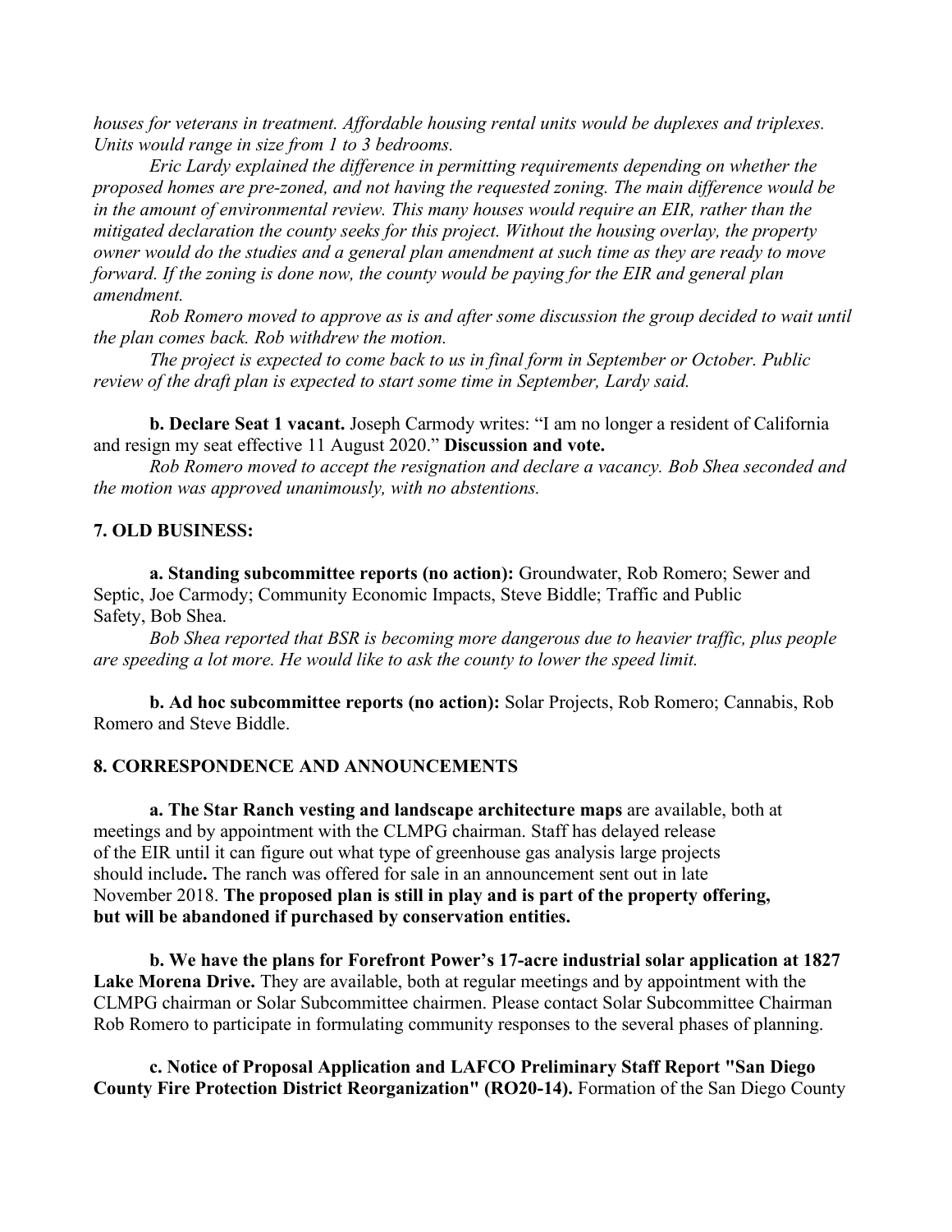*houses for veterans in treatment. Affordable housing rental units would be duplexes and triplexes. Units would range in size from 1 to 3 bedrooms.*

*Eric Lardy explained the difference in permitting requirements depending on whether the proposed homes are pre-zoned, and not having the requested zoning. The main difference would be in the amount of environmental review. This many houses would require an EIR, rather than the mitigated declaration the county seeks for this project. Without the housing overlay, the property owner would do the studies and a general plan amendment at such time as they are ready to move forward. If the zoning is done now, the county would be paying for the EIR and general plan amendment.*

*Rob Romero moved to approve as is and after some discussion the group decided to wait until the plan comes back. Rob withdrew the motion.*

*The project is expected to come back to us in final form in September or October. Public review of the draft plan is expected to start some time in September, Lardy said.*

**b. Declare Seat 1 vacant.** Joseph Carmody writes: "I am no longer a resident of California and resign my seat effective 11 August 2020." **Discussion and vote.**

*Rob Romero moved to accept the resignation and declare a vacancy. Bob Shea seconded and the motion was approved unanimously, with no abstentions.*

## 7. OLD BUSINESS:

**a. Standing subcommittee reports (no action):** Groundwater, Rob Romero; Sewer and Septic, Joe Carmody; Community Economic Impacts, Steve Biddle; Traffic and Public Safety, Bob Shea.

*Bob Shea reported that BSR is becoming more dangerous due to heavier traffic, plus people are speeding a lot more. He would like to ask the county to lower the speed limit.*

**b. Ad hoc subcommittee reports (no action):** Solar Projects, Rob Romero; Cannabis, Rob Romero and Steve Biddle.

## 8. CORRESPONDENCE AND ANNOUNCEMENTS

**a. The Star Ranch vesting and landscape architecture maps** are available, both at meetings and by appointment with the CLMPG chairman. Staff has delayed release of the EIR until it can figure out what type of greenhouse gas analysis large projects should include**.** The ranch was offered for sale in an announcement sent out in late November 2018. **The proposed plan is still in play and is part of the property offering, but will be abandoned if purchased by conservation entities.**

**b. We have the plans for Forefront Power's 17-acre industrial solar application at 1827 Lake Morena Drive.** They are available, both at regular meetings and by appointment with the CLMPG chairman or Solar Subcommittee chairmen. Please contact Solar Subcommittee Chairman Rob Romero to participate in formulating community responses to the several phases of planning.

**c. Notice of Proposal Application and LAFCO Preliminary Staff Report "San Diego County Fire Protection District Reorganization" (RO20-14).** Formation of the San Diego County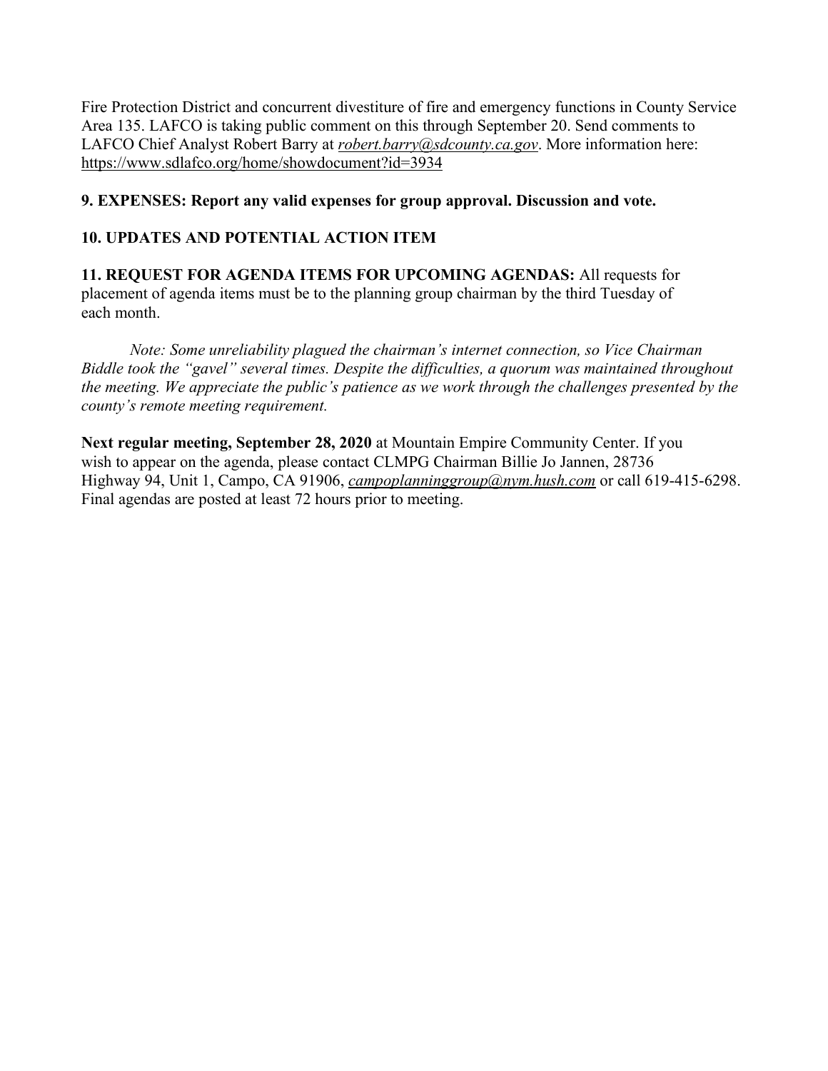Fire Protection District and concurrent divestiture of fire and emergency functions in County Service Area 135. LAFCO is taking public comment on this through September 20. Send comments to LAFCO Chief Analyst Robert Barry at *robert.barry@sdcounty.ca.gov*. More information here: https://www.sdlafco.org/home/showdocument?id=3934

**9. EXPENSES: Report any valid expenses for group approval. Discussion and vote.**

**10. UPDATES AND POTENTIAL ACTION ITEM**

**11. REQUEST FOR AGENDA ITEMS FOR UPCOMING AGENDAS:** All requests for placement of agenda items must be to the planning group chairman by the third Tuesday of each month.

*Note: Some unreliability plagued the chairman's internet connection, so Vice Chairman Biddle took the "gavel" several times. Despite the difficulties, a quorum was maintained throughout the meeting. We appreciate the public's patience as we work through the challenges presented by the county's remote meeting requirement.*

**Next regular meeting, September 28, 2020** at Mountain Empire Community Center. If you wish to appear on the agenda, please contact CLMPG Chairman Billie Jo Jannen, 28736 Highway 94, Unit 1, Campo, CA 91906, *campoplanninggroup@nym.hush.com* or call 619-415-6298. Final agendas are posted at least 72 hours prior to meeting.